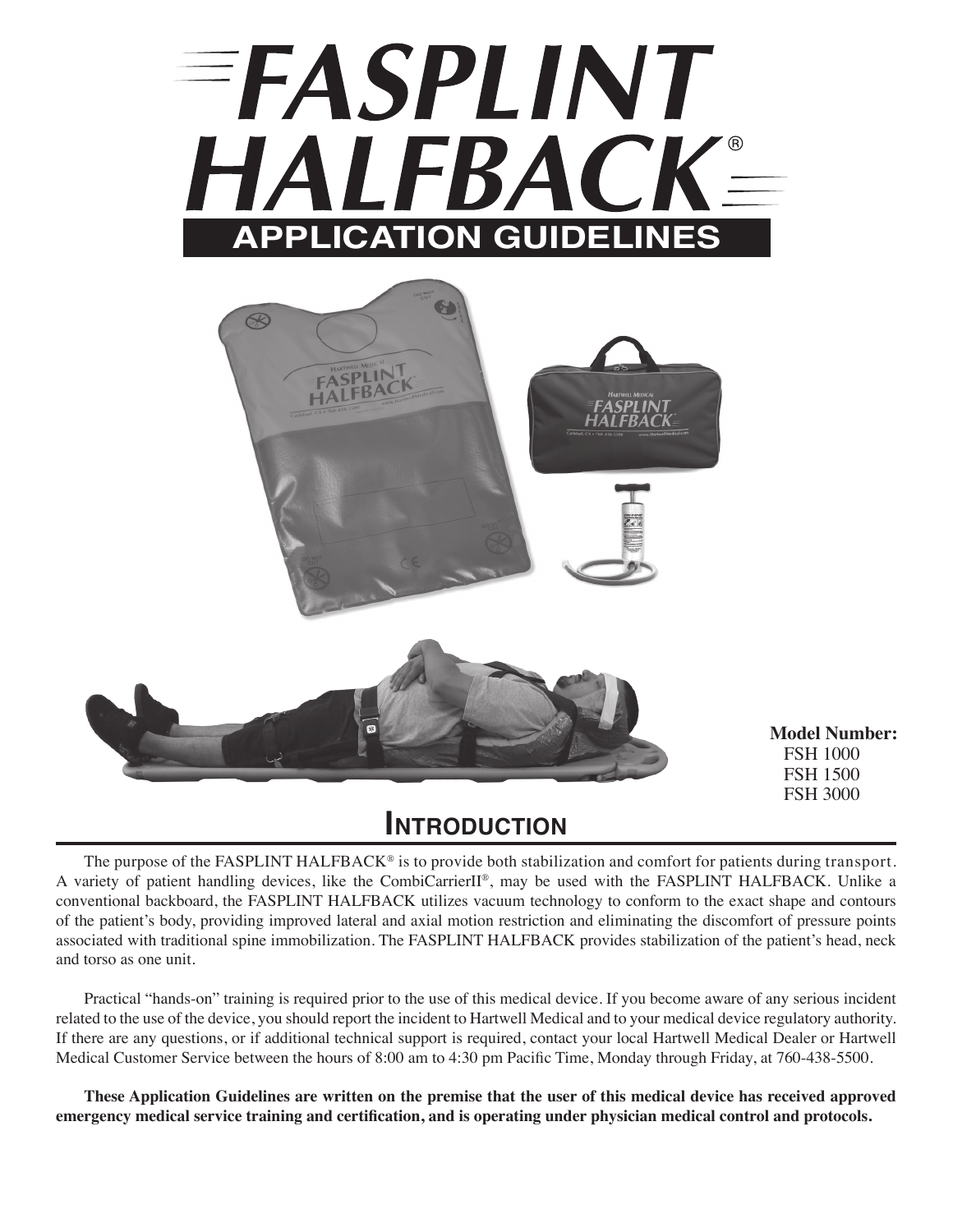# FASPLINT HALFBACK®

## APPLICATION GUIDELINES

**Model Number:**
FSH 1000
FSH 1500
FSH 3000

## Introduction

The purpose of the FASPLINT HALFBACK® is to provide both stabilization and comfort for patients during transport. A variety of patient handling devices, like the CombiCarrierII®, may be used with the FASPLINT HALFBACK. Unlike a conventional backboard, the FASPLINT HALFBACK utilizes vacuum technology to conform to the exact shape and contours of the patient's body, providing improved lateral and axial motion restriction and eliminating the discomfort of pressure points associated with traditional spine immobilization. The FASPLINT HALFBACK provides stabilization of the patient's head, neck and torso as one unit.

Practical "hands-on" training is required prior to the use of this medical device. If you become aware of any serious incident related to the use of the device, you should report the incident to Hartwell Medical and to your medical device regulatory authority. If there are any questions, or if additional technical support is required, contact your local Hartwell Medical Dealer or Hartwell Medical Customer Service between the hours of 8:00 am to 4:30 pm Pacific Time, Monday through Friday, at 760-438-5500.

**These Application Guidelines are written on the premise that the user of this medical device has received approved emergency medical service training and certification, and is operating under physician medical control and protocols.**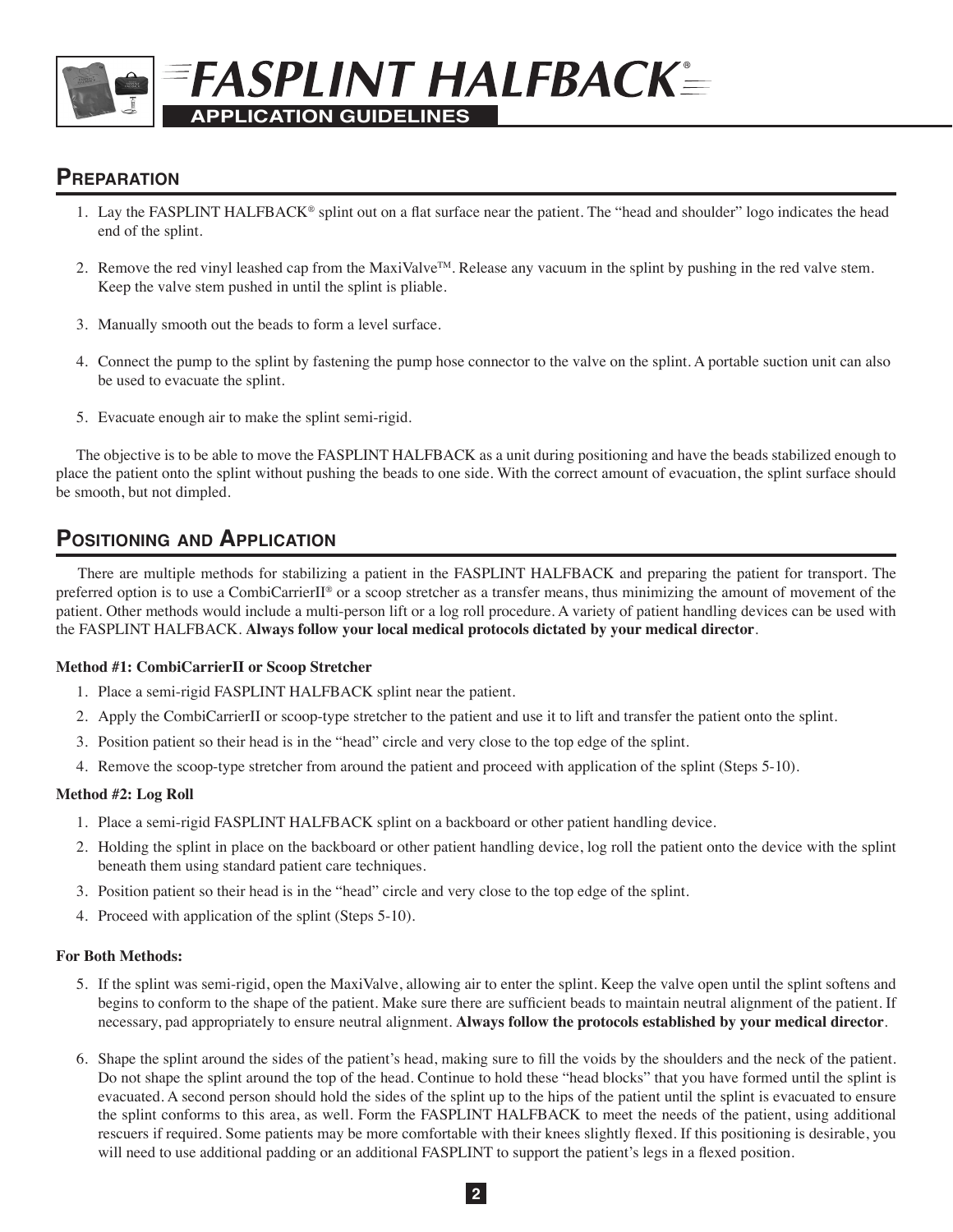# FASPLINT HALFBACK®

## APPLICATION GUIDELINES

## Preparation

1. Lay the FASPLINT HALFBACK® splint out on a flat surface near the patient. The "head and shoulder" logo indicates the head end of the splint.
2. Remove the red vinyl leashed cap from the MaxiValve™. Release any vacuum in the splint by pushing in the red valve stem. Keep the valve stem pushed in until the splint is pliable.
3. Manually smooth out the beads to form a level surface.
4. Connect the pump to the splint by fastening the pump hose connector to the valve on the splint. A portable suction unit can also be used to evacuate the splint.
5. Evacuate enough air to make the splint semi-rigid.

The objective is to be able to move the FASPLINT HALFBACK as a unit during positioning and have the beads stabilized enough to place the patient onto the splint without pushing the beads to one side. With the correct amount of evacuation, the splint surface should be smooth, but not dimpled.

## Positioning and Application

There are multiple methods for stabilizing a patient in the FASPLINT HALFBACK and preparing the patient for transport. The preferred option is to use a CombiCarrierII® or a scoop stretcher as a transfer means, thus minimizing the amount of movement of the patient. Other methods would include a multi-person lift or a log roll procedure. A variety of patient handling devices can be used with the FASPLINT HALFBACK. **Always follow your local medical protocols dictated by your medical director**.

**Method #1: CombiCarrierII or Scoop Stretcher**

1. Place a semi-rigid FASPLINT HALFBACK splint near the patient.
2. Apply the CombiCarrierII or scoop-type stretcher to the patient and use it to lift and transfer the patient onto the splint.
3. Position patient so their head is in the "head" circle and very close to the top edge of the splint.
4. Remove the scoop-type stretcher from around the patient and proceed with application of the splint (Steps 5-10).

**Method #2: Log Roll**

1. Place a semi-rigid FASPLINT HALFBACK splint on a backboard or other patient handling device.
2. Holding the splint in place on the backboard or other patient handling device, log roll the patient onto the device with the splint beneath them using standard patient care techniques.
3. Position patient so their head is in the "head" circle and very close to the top edge of the splint.
4. Proceed with application of the splint (Steps 5-10).

**For Both Methods:**

5. If the splint was semi-rigid, open the MaxiValve, allowing air to enter the splint. Keep the valve open until the splint softens and begins to conform to the shape of the patient. Make sure there are sufficient beads to maintain neutral alignment of the patient. If necessary, pad appropriately to ensure neutral alignment. **Always follow the protocols established by your medical director**.
6. Shape the splint around the sides of the patient's head, making sure to fill the voids by the shoulders and the neck of the patient. Do not shape the splint around the top of the head. Continue to hold these "head blocks" that you have formed until the splint is evacuated. A second person should hold the sides of the splint up to the hips of the patient until the splint is evacuated to ensure the splint conforms to this area, as well. Form the FASPLINT HALFBACK to meet the needs of the patient, using additional rescuers if required. Some patients may be more comfortable with their knees slightly flexed. If this positioning is desirable, you will need to use additional padding or an additional FASPLINT to support the patient's legs in a flexed position.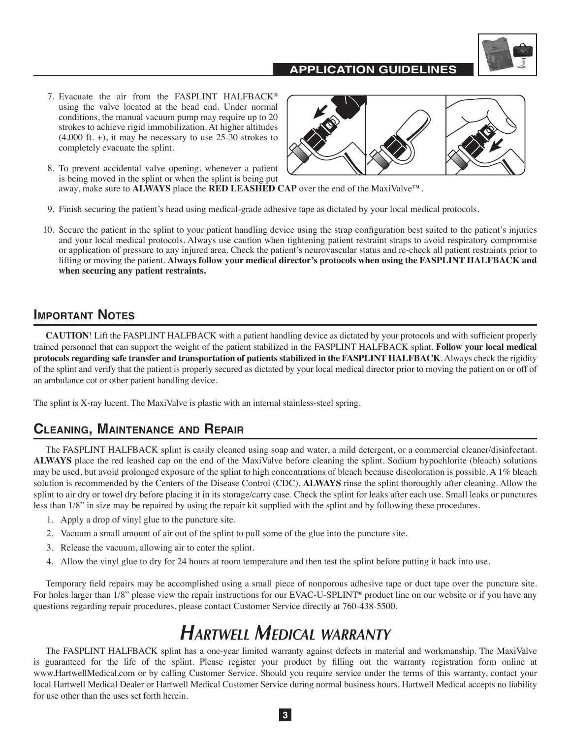## APPLICATION GUIDELINES

7. Evacuate the air from the FASPLINT HALFBACK® using the valve located at the head end. Under normal conditions, the manual vacuum pump may require up to 20 strokes to achieve rigid immobilization. At higher altitudes (4,000 ft. +), it may be necessary to use 25-30 strokes to completely evacuate the splint.
8. To prevent accidental valve opening, whenever a patient is being moved in the splint or when the splint is being put away, make sure to **ALWAYS** place the **RED LEASHED CAP** over the end of the MaxiValve™ .
9. Finish securing the patient's head using medical-grade adhesive tape as dictated by your local medical protocols.
10. Secure the patient in the splint to your patient handling device using the strap configuration best suited to the patient's injuries and your local medical protocols. Always use caution when tightening patient restraint straps to avoid respiratory compromise or application of pressure to any injured area. Check the patient's neurovascular status and re-check all patient restraints prior to lifting or moving the patient. **Always follow your medical director's protocols when using the FASPLINT HALFBACK and when securing any patient restraints.**

## Important Notes

**CAUTION**! Lift the FASPLINT HALFBACK with a patient handling device as dictated by your protocols and with sufficient properly trained personnel that can support the weight of the patient stabilized in the FASPLINT HALFBACK splint. **Follow your local medical protocols regarding safe transfer and transportation of patients stabilized in the FASPLINT HALFBACK**. Always check the rigidity of the splint and verify that the patient is properly secured as dictated by your local medical director prior to moving the patient on or off of an ambulance cot or other patient handling device.

The splint is X-ray lucent. The MaxiValve is plastic with an internal stainless-steel spring.

## Cleaning, Maintenance and Repair

The FASPLINT HALFBACK splint is easily cleaned using soap and water, a mild detergent, or a commercial cleaner/disinfectant. **ALWAYS** place the red leashed cap on the end of the MaxiValve before cleaning the splint. Sodium hypochlorite (bleach) solutions may be used, but avoid prolonged exposure of the splint to high concentrations of bleach because discoloration is possible. A 1% bleach solution is recommended by the Centers of the Disease Control (CDC). **ALWAYS** rinse the splint thoroughly after cleaning. Allow the splint to air dry or towel dry before placing it in its storage/carry case. Check the splint for leaks after each use. Small leaks or punctures less than 1/8" in size may be repaired by using the repair kit supplied with the splint and by following these procedures.

1. Apply a drop of vinyl glue to the puncture site.
2. Vacuum a small amount of air out of the splint to pull some of the glue into the puncture site.
3. Release the vacuum, allowing air to enter the splint.
4. Allow the vinyl glue to dry for 24 hours at room temperature and then test the splint before putting it back into use.

Temporary field repairs may be accomplished using a small piece of nonporous adhesive tape or duct tape over the puncture site. For holes larger than 1/8" please view the repair instructions for our EVAC-U-SPLINT® product line on our website or if you have any questions regarding repair procedures, please contact Customer Service directly at 760-438-5500.

# *Hartwell Medical warranty*

The FASPLINT HALFBACK splint has a one-year limited warranty against defects in material and workmanship. The MaxiValve is guaranteed for the life of the splint. Please register your product by filling out the warranty registration form online at www.HartwellMedical.com or by calling Customer Service. Should you require service under the terms of this warranty, contact your local Hartwell Medical Dealer or Hartwell Medical Customer Service during normal business hours. Hartwell Medical accepts no liability for use other than the uses set forth herein.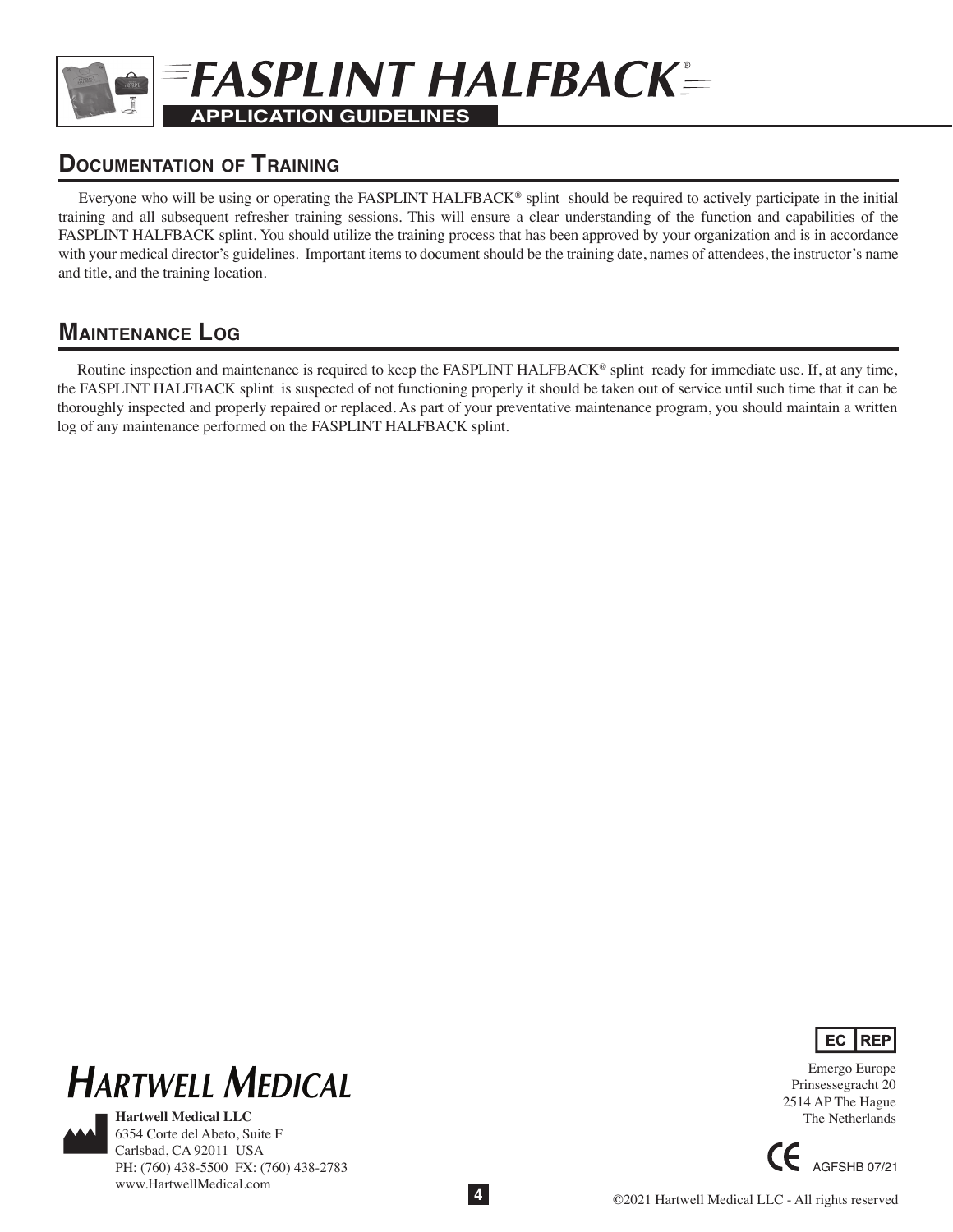## Documentation of Training

Everyone who will be using or operating the FASPLINT HALFBACK® splint should be required to actively participate in the initial training and all subsequent refresher training sessions. This will ensure a clear understanding of the function and capabilities of the FASPLINT HALFBACK splint. You should utilize the training process that has been approved by your organization and is in accordance with your medical director's guidelines. Important items to document should be the training date, names of attendees, the instructor's name and title, and the training location.

## Maintenance Log

Routine inspection and maintenance is required to keep the FASPLINT HALFBACK® splint ready for immediate use. If, at any time, the FASPLINT HALFBACK splint is suspected of not functioning properly it should be taken out of service until such time that it can be thoroughly inspected and properly repaired or replaced. As part of your preventative maintenance program, you should maintain a written log of any maintenance performed on the FASPLINT HALFBACK splint.

HARTWELL MEDICAL

**Hartwell Medical LLC**
6354 Corte del Abeto, Suite F
Carlsbad, CA 92011 USA
PH: (760) 438-5500 FX: (760) 438-2783
www.HartwellMedical.com

EC REP

Emergo Europe
Prinsessegracht 20
2514 AP The Hague
The Netherlands

CE AGFSHB 07/21

©2021 Hartwell Medical LLC - All rights reserved